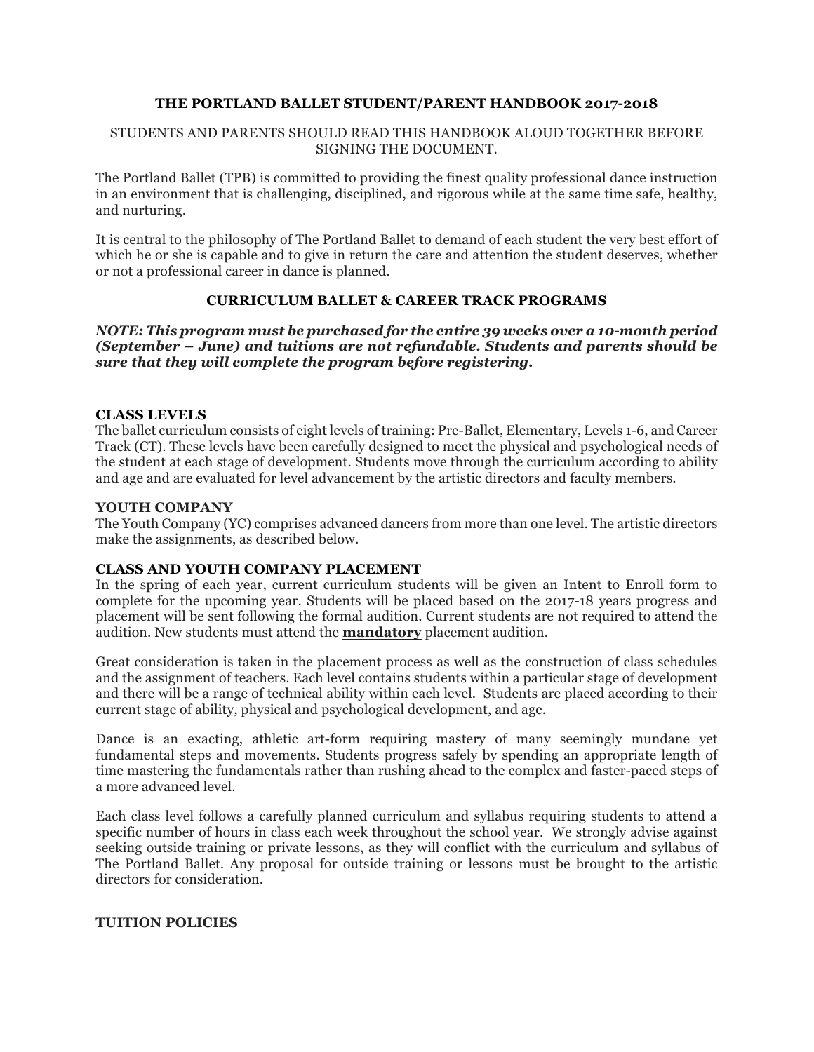# THE PORTLAND BALLET STUDENT/PARENT HANDBOOK 2017-2018

STUDENTS AND PARENTS SHOULD READ THIS HANDBOOK ALOUD TOGETHER BEFORE SIGNING THE DOCUMENT.

The Portland Ballet (TPB) is committed to providing the finest quality professional dance instruction in an environment that is challenging, disciplined, and rigorous while at the same time safe, healthy, and nurturing.

It is central to the philosophy of The Portland Ballet to demand of each student the very best effort of which he or she is capable and to give in return the care and attention the student deserves, whether or not a professional career in dance is planned.

## CURRICULUM BALLET & CAREER TRACK PROGRAMS

***NOTE: This program must be purchased for the entire 39 weeks over a 10-month period (September – June) and tuitions are <u>not refundable</u>. Students and parents should be sure that they will complete the program before registering.***

### CLASS LEVELS

The ballet curriculum consists of eight levels of training: Pre-Ballet, Elementary, Levels 1-6, and Career Track (CT). These levels have been carefully designed to meet the physical and psychological needs of the student at each stage of development. Students move through the curriculum according to ability and age and are evaluated for level advancement by the artistic directors and faculty members.

### YOUTH COMPANY

The Youth Company (YC) comprises advanced dancers from more than one level. The artistic directors make the assignments, as described below.

### CLASS AND YOUTH COMPANY PLACEMENT

In the spring of each year, current curriculum students will be given an Intent to Enroll form to complete for the upcoming year. Students will be placed based on the 2017-18 years progress and placement will be sent following the formal audition. Current students are not required to attend the audition. New students must attend the **<u>mandatory</u>** placement audition.

Great consideration is taken in the placement process as well as the construction of class schedules and the assignment of teachers. Each level contains students within a particular stage of development and there will be a range of technical ability within each level. Students are placed according to their current stage of ability, physical and psychological development, and age.

Dance is an exacting, athletic art-form requiring mastery of many seemingly mundane yet fundamental steps and movements. Students progress safely by spending an appropriate length of time mastering the fundamentals rather than rushing ahead to the complex and faster-paced steps of a more advanced level.

Each class level follows a carefully planned curriculum and syllabus requiring students to attend a specific number of hours in class each week throughout the school year. We strongly advise against seeking outside training or private lessons, as they will conflict with the curriculum and syllabus of The Portland Ballet. Any proposal for outside training or lessons must be brought to the artistic directors for consideration.

### TUITION POLICIES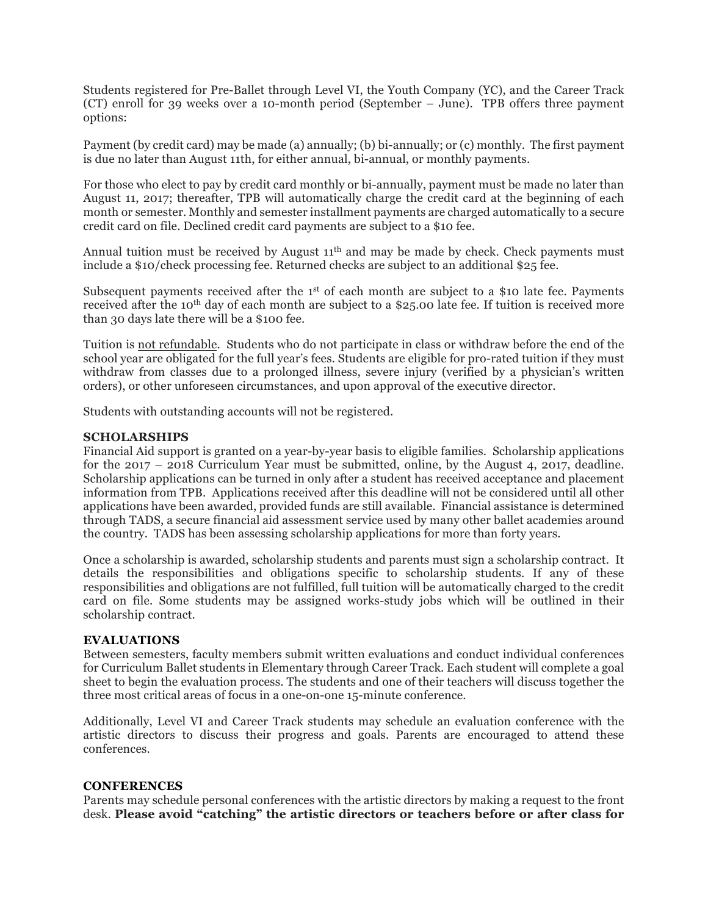Students registered for Pre-Ballet through Level VI, the Youth Company (YC), and the Career Track (CT) enroll for 39 weeks over a 10-month period (September – June). TPB offers three payment options:

Payment (by credit card) may be made (a) annually; (b) bi-annually; or (c) monthly. The first payment is due no later than August 11th, for either annual, bi-annual, or monthly payments.

For those who elect to pay by credit card monthly or bi-annually, payment must be made no later than August 11, 2017; thereafter, TPB will automatically charge the credit card at the beginning of each month or semester. Monthly and semester installment payments are charged automatically to a secure credit card on file. Declined credit card payments are subject to a $10 fee.

Annual tuition must be received by August 11th and may be made by check. Check payments must include a $10/check processing fee. Returned checks are subject to an additional $25 fee.

Subsequent payments received after the 1st of each month are subject to a $10 late fee. Payments received after the 10th day of each month are subject to a $25.00 late fee. If tuition is received more than 30 days late there will be a $100 fee.

Tuition is <u>not refundable</u>. Students who do not participate in class or withdraw before the end of the school year are obligated for the full year's fees. Students are eligible for pro-rated tuition if they must withdraw from classes due to a prolonged illness, severe injury (verified by a physician's written orders), or other unforeseen circumstances, and upon approval of the executive director.

Students with outstanding accounts will not be registered.

**SCHOLARSHIPS**

Financial Aid support is granted on a year-by-year basis to eligible families. Scholarship applications for the 2017 – 2018 Curriculum Year must be submitted, online, by the August 4, 2017, deadline. Scholarship applications can be turned in only after a student has received acceptance and placement information from TPB. Applications received after this deadline will not be considered until all other applications have been awarded, provided funds are still available. Financial assistance is determined through TADS, a secure financial aid assessment service used by many other ballet academies around the country. TADS has been assessing scholarship applications for more than forty years.

Once a scholarship is awarded, scholarship students and parents must sign a scholarship contract. It details the responsibilities and obligations specific to scholarship students. If any of these responsibilities and obligations are not fulfilled, full tuition will be automatically charged to the credit card on file. Some students may be assigned works-study jobs which will be outlined in their scholarship contract.

**EVALUATIONS**

Between semesters, faculty members submit written evaluations and conduct individual conferences for Curriculum Ballet students in Elementary through Career Track. Each student will complete a goal sheet to begin the evaluation process. The students and one of their teachers will discuss together the three most critical areas of focus in a one-on-one 15-minute conference.

Additionally, Level VI and Career Track students may schedule an evaluation conference with the artistic directors to discuss their progress and goals. Parents are encouraged to attend these conferences.

**CONFERENCES**

Parents may schedule personal conferences with the artistic directors by making a request to the front desk. **Please avoid "catching" the artistic directors or teachers before or after class for**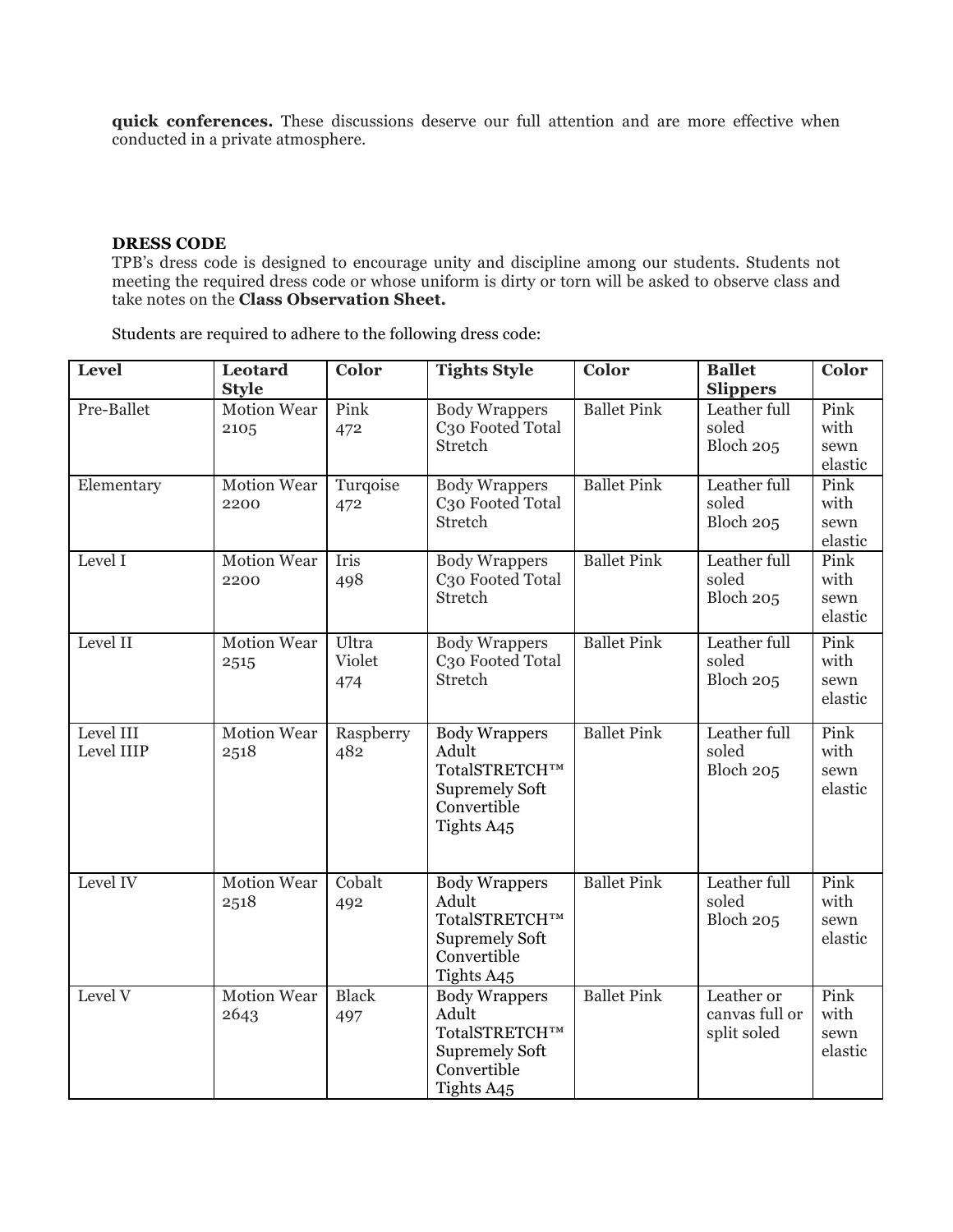**quick conferences.** These discussions deserve our full attention and are more effective when conducted in a private atmosphere.

**DRESS CODE**

TPB's dress code is designed to encourage unity and discipline among our students. Students not meeting the required dress code or whose uniform is dirty or torn will be asked to observe class and take notes on the **Class Observation Sheet.**

Students are required to adhere to the following dress code:

| Level | Leotard Style | Color | Tights Style | Color | Ballet Slippers | Color |
|---|---|---|---|---|---|---|
| Pre-Ballet | Motion Wear 2105 | Pink 472 | Body Wrappers C30 Footed Total Stretch | Ballet Pink | Leather full soled Bloch 205 | Pink with sewn elastic |
| Elementary | Motion Wear 2200 | Turqoise 472 | Body Wrappers C30 Footed Total Stretch | Ballet Pink | Leather full soled Bloch 205 | Pink with sewn elastic |
| Level I | Motion Wear 2200 | Iris 498 | Body Wrappers C30 Footed Total Stretch | Ballet Pink | Leather full soled Bloch 205 | Pink with sewn elastic |
| Level II | Motion Wear 2515 | Ultra Violet 474 | Body Wrappers C30 Footed Total Stretch | Ballet Pink | Leather full soled Bloch 205 | Pink with sewn elastic |
| Level III Level IIIP | Motion Wear 2518 | Raspberry 482 | Body Wrappers Adult TotalSTRETCH™ Supremely Soft Convertible Tights A45 | Ballet Pink | Leather full soled Bloch 205 | Pink with sewn elastic |
| Level IV | Motion Wear 2518 | Cobalt 492 | Body Wrappers Adult TotalSTRETCH™ Supremely Soft Convertible Tights A45 | Ballet Pink | Leather full soled Bloch 205 | Pink with sewn elastic |
| Level V | Motion Wear 2643 | Black 497 | Body Wrappers Adult TotalSTRETCH™ Supremely Soft Convertible Tights A45 | Ballet Pink | Leather or canvas full or split soled | Pink with sewn elastic |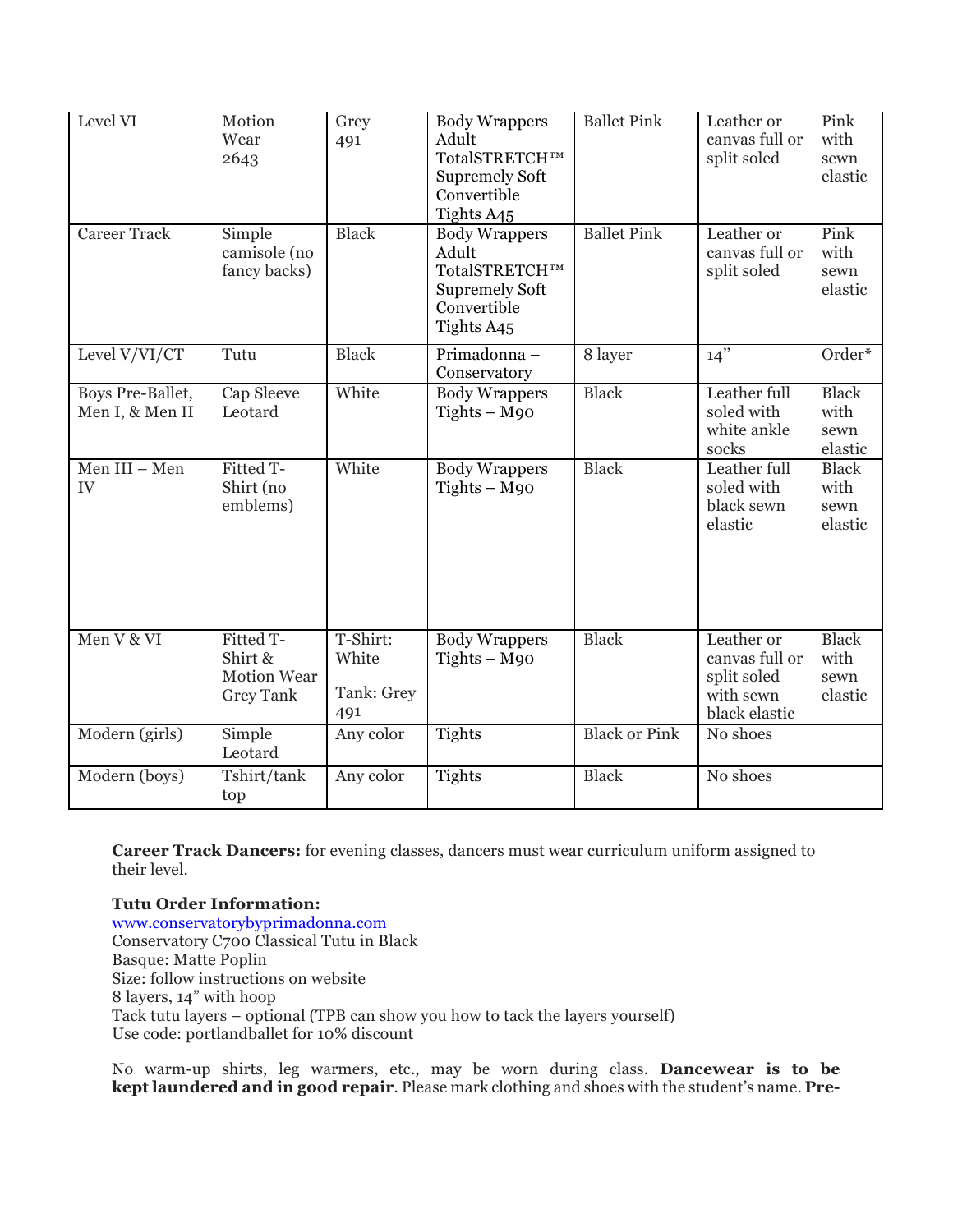| Level VI | Motion Wear 2643 | Grey 491 | Body Wrappers Adult TotalSTRETCH™ Supremely Soft Convertible Tights A45 | Ballet Pink | Leather or canvas full or split soled | Pink with sewn elastic |
|---|---|---|---|---|---|---|
| Career Track | Simple camisole (no fancy backs) | Black | Body Wrappers Adult TotalSTRETCH™ Supremely Soft Convertible Tights A45 | Ballet Pink | Leather or canvas full or split soled | Pink with sewn elastic |
| Level V/VI/CT | Tutu | Black | Primadonna – Conservatory | 8 layer | 14” | Order* |
| Boys Pre-Ballet, Men I, & Men II | Cap Sleeve Leotard | White | Body Wrappers Tights – M90 | Black | Leather full soled with white ankle socks | Black with sewn elastic |
| Men III – Men IV | Fitted T-Shirt (no emblems) | White | Body Wrappers Tights – M90 | Black | Leather full soled with black sewn elastic | Black with sewn elastic |
| Men V & VI | Fitted T-Shirt & Motion Wear Grey Tank | T-Shirt: White Tank: Grey 491 | Body Wrappers Tights – M90 | Black | Leather or canvas full or split soled with sewn black elastic | Black with sewn elastic |
| Modern (girls) | Simple Leotard | Any color | Tights | Black or Pink | No shoes | |
| Modern (boys) | Tshirt/tank top | Any color | Tights | Black | No shoes | |

**Career Track Dancers:** for evening classes, dancers must wear curriculum uniform assigned to their level.

**Tutu Order Information:**
www.conservatorybyprimadonna.com
Conservatory C700 Classical Tutu in Black
Basque: Matte Poplin
Size: follow instructions on website
8 layers, 14” with hoop
Tack tutu layers – optional (TPB can show you how to tack the layers yourself)
Use code: portlandballet for 10% discount

No warm-up shirts, leg warmers, etc., may be worn during class. **Dancewear is to be kept laundered and in good repair**. Please mark clothing and shoes with the student’s name. **Pre-**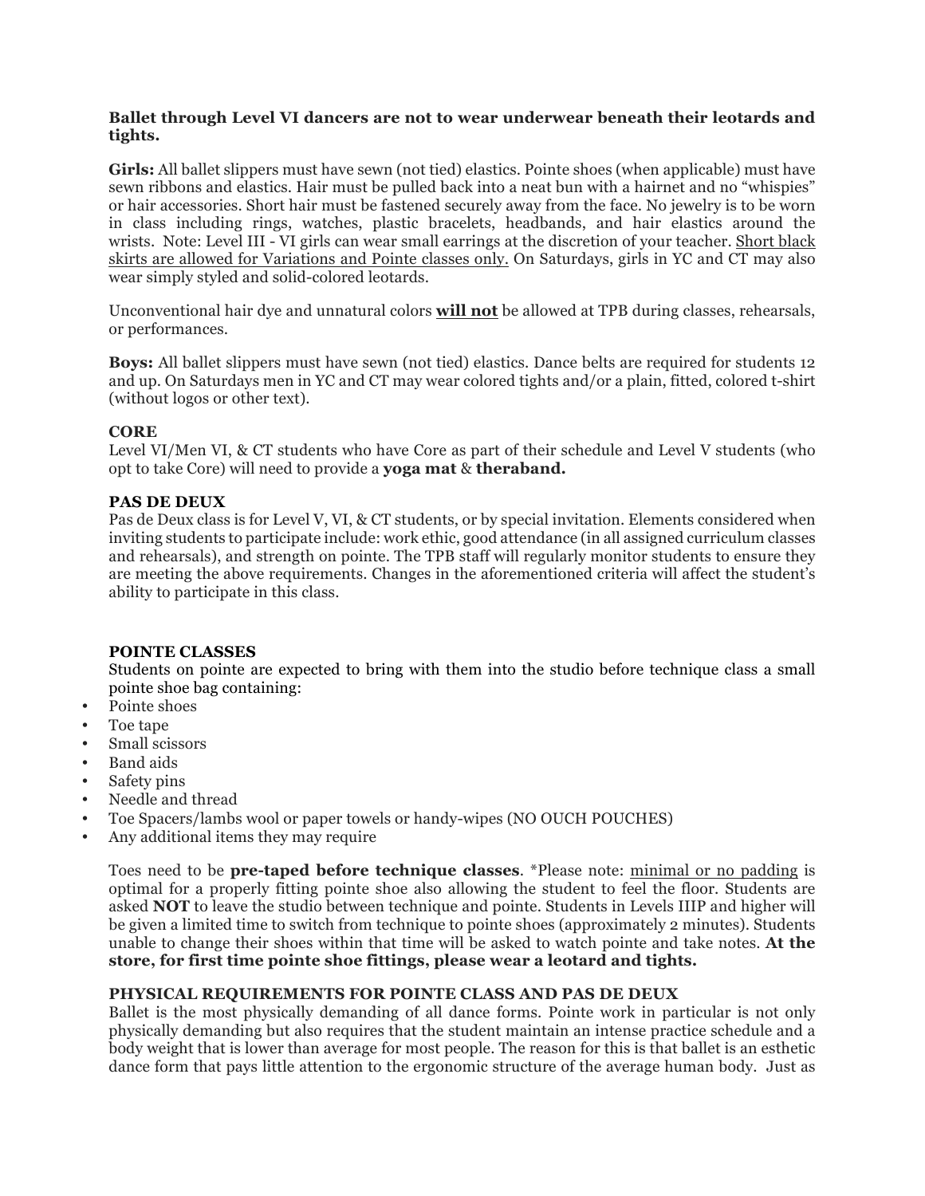**Ballet through Level VI dancers are not to wear underwear beneath their leotards and tights.**

**Girls:** All ballet slippers must have sewn (not tied) elastics. Pointe shoes (when applicable) must have sewn ribbons and elastics. Hair must be pulled back into a neat bun with a hairnet and no "whispies" or hair accessories. Short hair must be fastened securely away from the face. No jewelry is to be worn in class including rings, watches, plastic bracelets, headbands, and hair elastics around the wrists. Note: Level III - VI girls can wear small earrings at the discretion of your teacher. <u>Short black skirts are allowed for Variations and Pointe classes only.</u> On Saturdays, girls in YC and CT may also wear simply styled and solid-colored leotards.

Unconventional hair dye and unnatural colors <u>**will not**</u> be allowed at TPB during classes, rehearsals, or performances.

**Boys:** All ballet slippers must have sewn (not tied) elastics. Dance belts are required for students 12 and up. On Saturdays men in YC and CT may wear colored tights and/or a plain, fitted, colored t-shirt (without logos or other text).

**CORE**

Level VI/Men VI, & CT students who have Core as part of their schedule and Level V students (who opt to take Core) will need to provide a **yoga mat** & **theraband.**

**PAS DE DEUX**

Pas de Deux class is for Level V, VI, & CT students, or by special invitation. Elements considered when inviting students to participate include: work ethic, good attendance (in all assigned curriculum classes and rehearsals), and strength on pointe. The TPB staff will regularly monitor students to ensure they are meeting the above requirements. Changes in the aforementioned criteria will affect the student's ability to participate in this class.

**POINTE CLASSES**

Students on pointe are expected to bring with them into the studio before technique class a small pointe shoe bag containing:

- Pointe shoes
- Toe tape
- Small scissors
- Band aids
- Safety pins
- Needle and thread
- Toe Spacers/lambs wool or paper towels or handy-wipes (NO OUCH POUCHES)
- Any additional items they may require

Toes need to be **pre-taped before technique classes**. *Please note: <u>minimal or no padding</u> is optimal for a properly fitting pointe shoe also allowing the student to feel the floor. Students are asked **NOT** to leave the studio between technique and pointe. Students in Levels IIIP and higher will be given a limited time to switch from technique to pointe shoes (approximately 2 minutes). Students unable to change their shoes within that time will be asked to watch pointe and take notes. **At the store, for first time pointe shoe fittings, please wear a leotard and tights.**

**PHYSICAL REQUIREMENTS FOR POINTE CLASS AND PAS DE DEUX**

Ballet is the most physically demanding of all dance forms. Pointe work in particular is not only physically demanding but also requires that the student maintain an intense practice schedule and a body weight that is lower than average for most people. The reason for this is that ballet is an esthetic dance form that pays little attention to the ergonomic structure of the average human body. Just as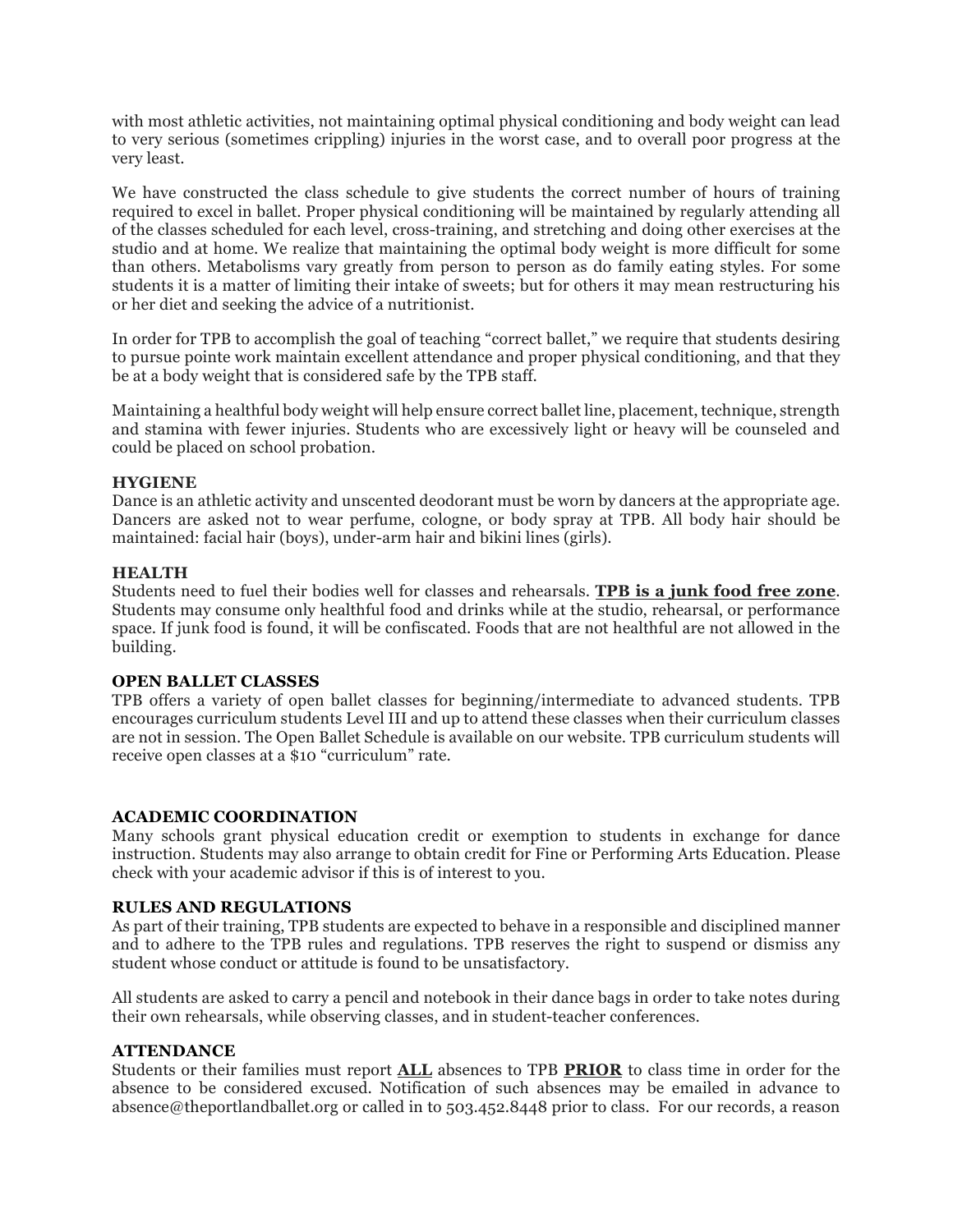with most athletic activities, not maintaining optimal physical conditioning and body weight can lead to very serious (sometimes crippling) injuries in the worst case, and to overall poor progress at the very least.

We have constructed the class schedule to give students the correct number of hours of training required to excel in ballet. Proper physical conditioning will be maintained by regularly attending all of the classes scheduled for each level, cross-training, and stretching and doing other exercises at the studio and at home. We realize that maintaining the optimal body weight is more difficult for some than others. Metabolisms vary greatly from person to person as do family eating styles. For some students it is a matter of limiting their intake of sweets; but for others it may mean restructuring his or her diet and seeking the advice of a nutritionist.

In order for TPB to accomplish the goal of teaching "correct ballet," we require that students desiring to pursue pointe work maintain excellent attendance and proper physical conditioning, and that they be at a body weight that is considered safe by the TPB staff.

Maintaining a healthful body weight will help ensure correct ballet line, placement, technique, strength and stamina with fewer injuries. Students who are excessively light or heavy will be counseled and could be placed on school probation.

**HYGIENE**

Dance is an athletic activity and unscented deodorant must be worn by dancers at the appropriate age. Dancers are asked not to wear perfume, cologne, or body spray at TPB. All body hair should be maintained: facial hair (boys), under-arm hair and bikini lines (girls).

**HEALTH**

Students need to fuel their bodies well for classes and rehearsals. **<u>TPB is a junk food free zone</u>**. Students may consume only healthful food and drinks while at the studio, rehearsal, or performance space. If junk food is found, it will be confiscated. Foods that are not healthful are not allowed in the building.

**OPEN BALLET CLASSES**

TPB offers a variety of open ballet classes for beginning/intermediate to advanced students. TPB encourages curriculum students Level III and up to attend these classes when their curriculum classes are not in session. The Open Ballet Schedule is available on our website. TPB curriculum students will receive open classes at a $10 "curriculum" rate.

**ACADEMIC COORDINATION**

Many schools grant physical education credit or exemption to students in exchange for dance instruction. Students may also arrange to obtain credit for Fine or Performing Arts Education. Please check with your academic advisor if this is of interest to you.

**RULES AND REGULATIONS**

As part of their training, TPB students are expected to behave in a responsible and disciplined manner and to adhere to the TPB rules and regulations. TPB reserves the right to suspend or dismiss any student whose conduct or attitude is found to be unsatisfactory.

All students are asked to carry a pencil and notebook in their dance bags in order to take notes during their own rehearsals, while observing classes, and in student-teacher conferences.

**ATTENDANCE**

Students or their families must report **<u>ALL</u>** absences to TPB **<u>PRIOR</u>** to class time in order for the absence to be considered excused. Notification of such absences may be emailed in advance to absence@theportlandballet.org or called in to 503.452.8448 prior to class. For our records, a reason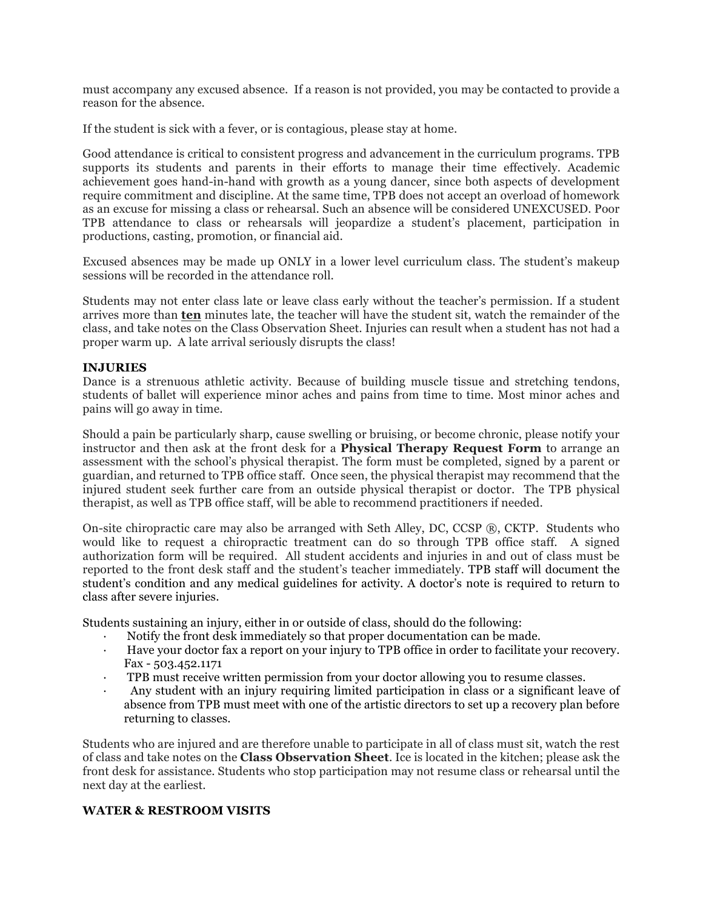must accompany any excused absence. If a reason is not provided, you may be contacted to provide a reason for the absence.

If the student is sick with a fever, or is contagious, please stay at home.

Good attendance is critical to consistent progress and advancement in the curriculum programs. TPB supports its students and parents in their efforts to manage their time effectively. Academic achievement goes hand-in-hand with growth as a young dancer, since both aspects of development require commitment and discipline. At the same time, TPB does not accept an overload of homework as an excuse for missing a class or rehearsal. Such an absence will be considered UNEXCUSED. Poor TPB attendance to class or rehearsals will jeopardize a student's placement, participation in productions, casting, promotion, or financial aid.

Excused absences may be made up ONLY in a lower level curriculum class. The student's makeup sessions will be recorded in the attendance roll.

Students may not enter class late or leave class early without the teacher's permission. If a student arrives more than **ten** minutes late, the teacher will have the student sit, watch the remainder of the class, and take notes on the Class Observation Sheet. Injuries can result when a student has not had a proper warm up. A late arrival seriously disrupts the class!

### INJURIES

Dance is a strenuous athletic activity. Because of building muscle tissue and stretching tendons, students of ballet will experience minor aches and pains from time to time. Most minor aches and pains will go away in time.

Should a pain be particularly sharp, cause swelling or bruising, or become chronic, please notify your instructor and then ask at the front desk for a **Physical Therapy Request Form** to arrange an assessment with the school's physical therapist. The form must be completed, signed by a parent or guardian, and returned to TPB office staff. Once seen, the physical therapist may recommend that the injured student seek further care from an outside physical therapist or doctor. The TPB physical therapist, as well as TPB office staff, will be able to recommend practitioners if needed.

On-site chiropractic care may also be arranged with Seth Alley, DC, CCSP ®, CKTP. Students who would like to request a chiropractic treatment can do so through TPB office staff. A signed authorization form will be required. All student accidents and injuries in and out of class must be reported to the front desk staff and the student's teacher immediately. TPB staff will document the student's condition and any medical guidelines for activity. A doctor's note is required to return to class after severe injuries.

Students sustaining an injury, either in or outside of class, should do the following:

- Notify the front desk immediately so that proper documentation can be made.
- Have your doctor fax a report on your injury to TPB office in order to facilitate your recovery. Fax - 503.452.1171
- TPB must receive written permission from your doctor allowing you to resume classes.
- Any student with an injury requiring limited participation in class or a significant leave of absence from TPB must meet with one of the artistic directors to set up a recovery plan before returning to classes.

Students who are injured and are therefore unable to participate in all of class must sit, watch the rest of class and take notes on the **Class Observation Sheet**. Ice is located in the kitchen; please ask the front desk for assistance. Students who stop participation may not resume class or rehearsal until the next day at the earliest.

### WATER & RESTROOM VISITS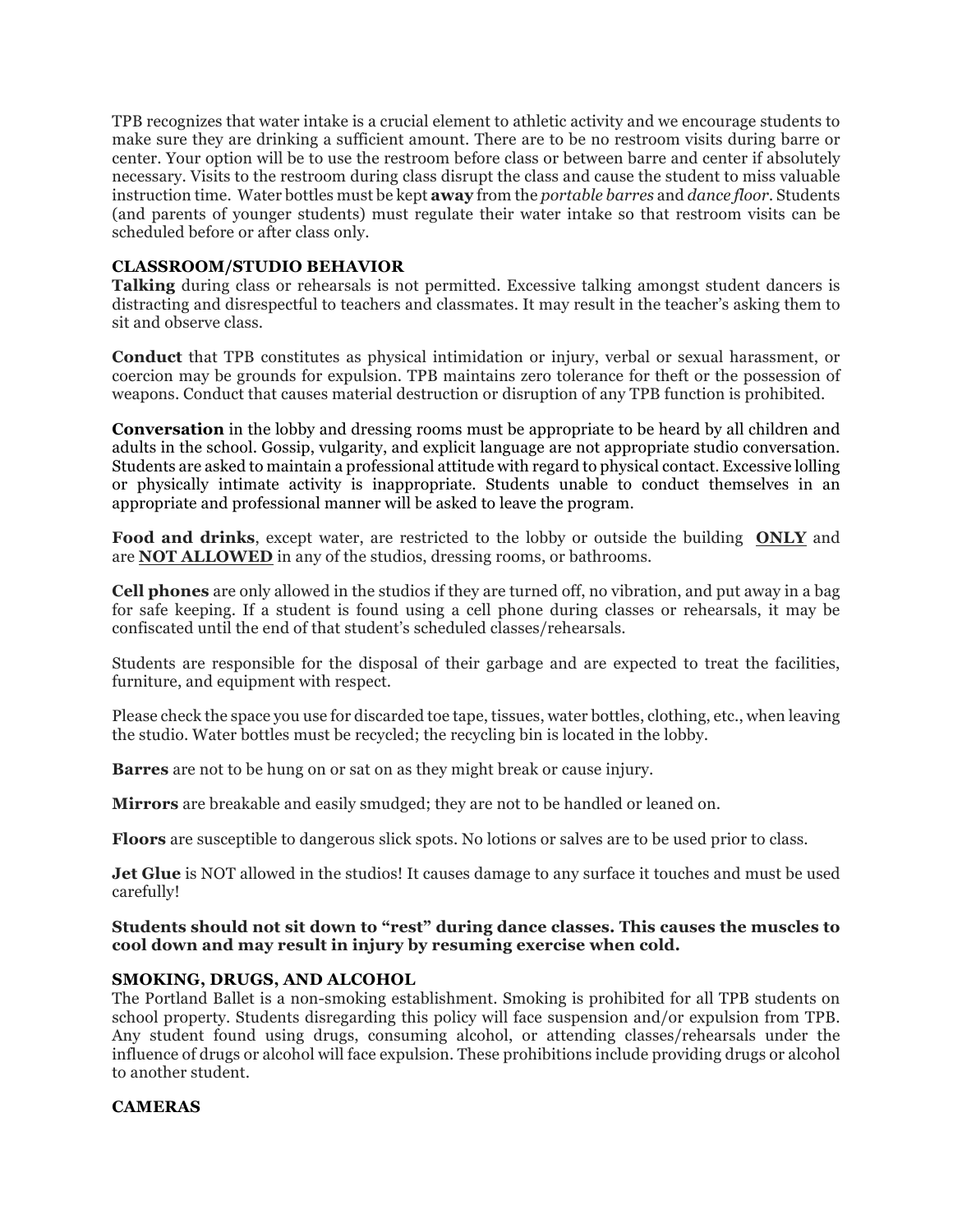TPB recognizes that water intake is a crucial element to athletic activity and we encourage students to make sure they are drinking a sufficient amount. There are to be no restroom visits during barre or center. Your option will be to use the restroom before class or between barre and center if absolutely necessary. Visits to the restroom during class disrupt the class and cause the student to miss valuable instruction time. Water bottles must be kept **away** from the *portable barres* and *dance floor*. Students (and parents of younger students) must regulate their water intake so that restroom visits can be scheduled before or after class only.

**CLASSROOM/STUDIO BEHAVIOR**

**Talking** during class or rehearsals is not permitted. Excessive talking amongst student dancers is distracting and disrespectful to teachers and classmates. It may result in the teacher's asking them to sit and observe class.

**Conduct** that TPB constitutes as physical intimidation or injury, verbal or sexual harassment, or coercion may be grounds for expulsion. TPB maintains zero tolerance for theft or the possession of weapons. Conduct that causes material destruction or disruption of any TPB function is prohibited.

**Conversation** in the lobby and dressing rooms must be appropriate to be heard by all children and adults in the school. Gossip, vulgarity, and explicit language are not appropriate studio conversation. Students are asked to maintain a professional attitude with regard to physical contact. Excessive lolling or physically intimate activity is inappropriate. Students unable to conduct themselves in an appropriate and professional manner will be asked to leave the program.

**Food and drinks**, except water, are restricted to the lobby or outside the building **<u>ONLY</u>** and are **<u>NOT ALLOWED</u>** in any of the studios, dressing rooms, or bathrooms.

**Cell phones** are only allowed in the studios if they are turned off, no vibration, and put away in a bag for safe keeping. If a student is found using a cell phone during classes or rehearsals, it may be confiscated until the end of that student's scheduled classes/rehearsals.

Students are responsible for the disposal of their garbage and are expected to treat the facilities, furniture, and equipment with respect.

Please check the space you use for discarded toe tape, tissues, water bottles, clothing, etc., when leaving the studio. Water bottles must be recycled; the recycling bin is located in the lobby.

**Barres** are not to be hung on or sat on as they might break or cause injury.

**Mirrors** are breakable and easily smudged; they are not to be handled or leaned on.

**Floors** are susceptible to dangerous slick spots. No lotions or salves are to be used prior to class.

**Jet Glue** is NOT allowed in the studios! It causes damage to any surface it touches and must be used carefully!

**Students should not sit down to "rest" during dance classes. This causes the muscles to cool down and may result in injury by resuming exercise when cold.**

**SMOKING, DRUGS, AND ALCOHOL**

The Portland Ballet is a non-smoking establishment. Smoking is prohibited for all TPB students on school property. Students disregarding this policy will face suspension and/or expulsion from TPB. Any student found using drugs, consuming alcohol, or attending classes/rehearsals under the influence of drugs or alcohol will face expulsion. These prohibitions include providing drugs or alcohol to another student.

**CAMERAS**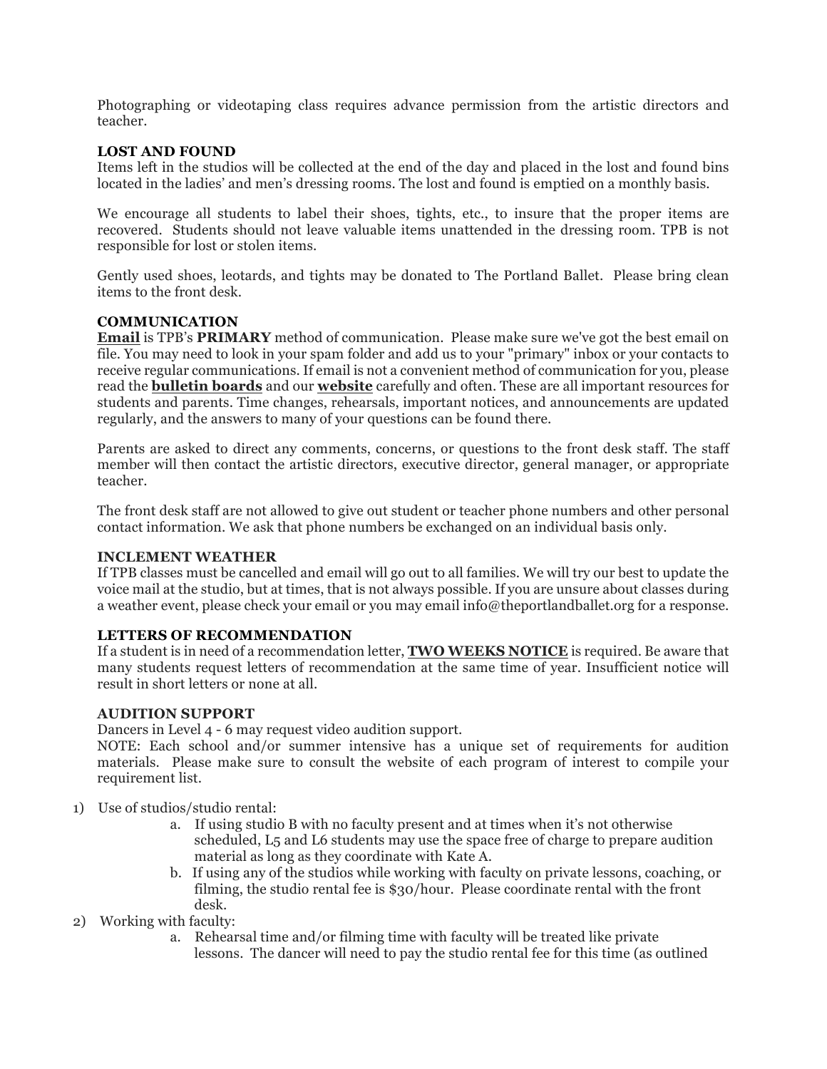Photographing or videotaping class requires advance permission from the artistic directors and teacher.

**LOST AND FOUND**

Items left in the studios will be collected at the end of the day and placed in the lost and found bins located in the ladies' and men's dressing rooms. The lost and found is emptied on a monthly basis.

We encourage all students to label their shoes, tights, etc., to insure that the proper items are recovered. Students should not leave valuable items unattended in the dressing room. TPB is not responsible for lost or stolen items.

Gently used shoes, leotards, and tights may be donated to The Portland Ballet. Please bring clean items to the front desk.

**COMMUNICATION**

**Email** is TPB's **PRIMARY** method of communication. Please make sure we've got the best email on file. You may need to look in your spam folder and add us to your "primary" inbox or your contacts to receive regular communications. If email is not a convenient method of communication for you, please read the **bulletin boards** and our **website** carefully and often. These are all important resources for students and parents. Time changes, rehearsals, important notices, and announcements are updated regularly, and the answers to many of your questions can be found there.

Parents are asked to direct any comments, concerns, or questions to the front desk staff. The staff member will then contact the artistic directors, executive director, general manager, or appropriate teacher.

The front desk staff are not allowed to give out student or teacher phone numbers and other personal contact information. We ask that phone numbers be exchanged on an individual basis only.

**INCLEMENT WEATHER**

If TPB classes must be cancelled and email will go out to all families. We will try our best to update the voice mail at the studio, but at times, that is not always possible. If you are unsure about classes during a weather event, please check your email or you may email info@theportlandballet.org for a response.

**LETTERS OF RECOMMENDATION**

If a student is in need of a recommendation letter, **TWO WEEKS NOTICE** is required. Be aware that many students request letters of recommendation at the same time of year. Insufficient notice will result in short letters or none at all.

**AUDITION SUPPORT**

Dancers in Level 4 - 6 may request video audition support.

NOTE: Each school and/or summer intensive has a unique set of requirements for audition materials. Please make sure to consult the website of each program of interest to compile your requirement list.

1) Use of studios/studio rental:
   a. If using studio B with no faculty present and at times when it's not otherwise scheduled, L5 and L6 students may use the space free of charge to prepare audition material as long as they coordinate with Kate A.
   b. If using any of the studios while working with faculty on private lessons, coaching, or filming, the studio rental fee is $30/hour. Please coordinate rental with the front desk.
2) Working with faculty:
   a. Rehearsal time and/or filming time with faculty will be treated like private lessons. The dancer will need to pay the studio rental fee for this time (as outlined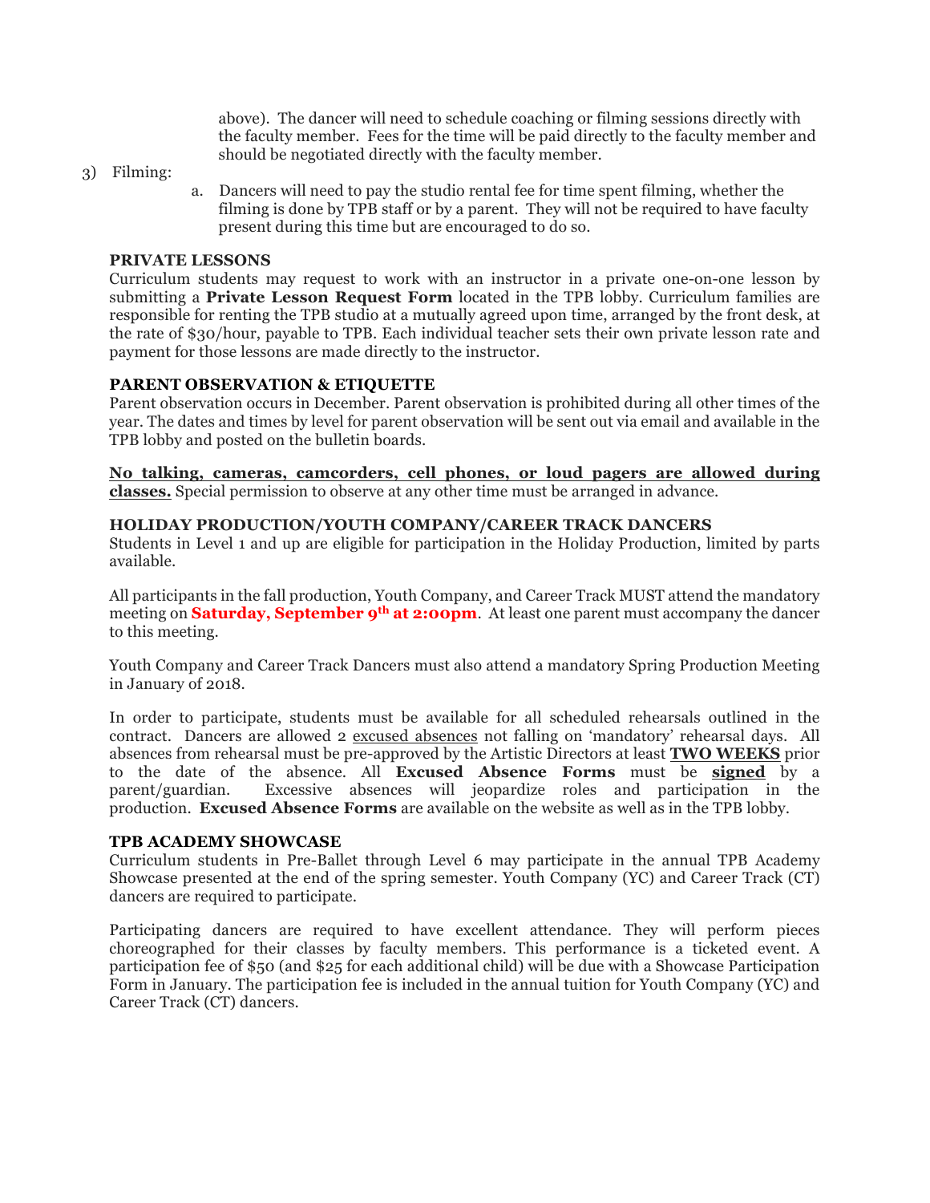above). The dancer will need to schedule coaching or filming sessions directly with the faculty member. Fees for the time will be paid directly to the faculty member and should be negotiated directly with the faculty member.

3) Filming:

   a. Dancers will need to pay the studio rental fee for time spent filming, whether the filming is done by TPB staff or by a parent. They will not be required to have faculty present during this time but are encouraged to do so.

**PRIVATE LESSONS**

Curriculum students may request to work with an instructor in a private one-on-one lesson by submitting a **Private Lesson Request Form** located in the TPB lobby. Curriculum families are responsible for renting the TPB studio at a mutually agreed upon time, arranged by the front desk, at the rate of $30/hour, payable to TPB. Each individual teacher sets their own private lesson rate and payment for those lessons are made directly to the instructor.

**PARENT OBSERVATION & ETIQUETTE**

Parent observation occurs in December. Parent observation is prohibited during all other times of the year. The dates and times by level for parent observation will be sent out via email and available in the TPB lobby and posted on the bulletin boards.

**No talking, cameras, camcorders, cell phones, or loud pagers are allowed during classes.** Special permission to observe at any other time must be arranged in advance.

**HOLIDAY PRODUCTION/YOUTH COMPANY/CAREER TRACK DANCERS**

Students in Level 1 and up are eligible for participation in the Holiday Production, limited by parts available.

All participants in the fall production, Youth Company, and Career Track MUST attend the mandatory meeting on **Saturday, September 9th at 2:00pm**. At least one parent must accompany the dancer to this meeting.

Youth Company and Career Track Dancers must also attend a mandatory Spring Production Meeting in January of 2018.

In order to participate, students must be available for all scheduled rehearsals outlined in the contract. Dancers are allowed 2 excused absences not falling on 'mandatory' rehearsal days. All absences from rehearsal must be pre-approved by the Artistic Directors at least **TWO WEEKS** prior to the date of the absence. All **Excused Absence Forms** must be **signed** by a parent/guardian. Excessive absences will jeopardize roles and participation in the production. **Excused Absence Forms** are available on the website as well as in the TPB lobby.

**TPB ACADEMY SHOWCASE**

Curriculum students in Pre-Ballet through Level 6 may participate in the annual TPB Academy Showcase presented at the end of the spring semester. Youth Company (YC) and Career Track (CT) dancers are required to participate.

Participating dancers are required to have excellent attendance. They will perform pieces choreographed for their classes by faculty members. This performance is a ticketed event. A participation fee of $50 (and $25 for each additional child) will be due with a Showcase Participation Form in January. The participation fee is included in the annual tuition for Youth Company (YC) and Career Track (CT) dancers.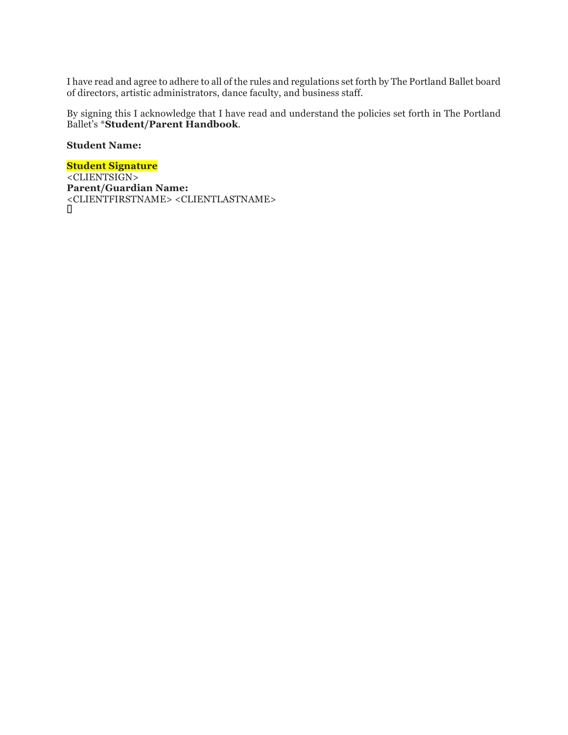I have read and agree to adhere to all of the rules and regulations set forth by The Portland Ballet board of directors, artistic administrators, dance faculty, and business staff.

By signing this I acknowledge that I have read and understand the policies set forth in The Portland Ballet's ***Student/Parent Handbook**.

**Student Name:**

**Student Signature**
<CLIENTSIGN>
**Parent/Guardian Name:**
<CLIENTFIRSTNAME> <CLIENTLASTNAME>